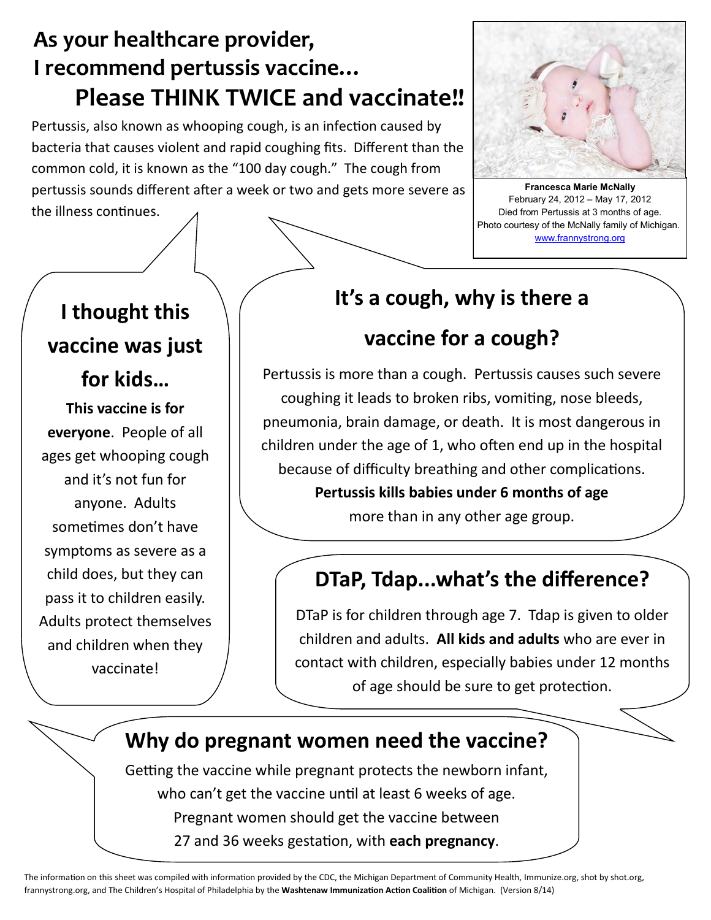# As your healthcare provider, I recommend pertussis vaccine… Please THINK TWICE and vaccinate!!

Pertussis, also known as whooping cough, is an infection caused by bacteria that causes violent and rapid coughing fits. Different than the common cold, it is known as the "100 day cough." The cough from pertussis sounds different after a week or two and gets more severe as the illness continues.

**Francesca Marie McNally**
February 24, 2012 – May 17, 2012
Died from Pertussis at 3 months of age.
Photo courtesy of the McNally family of Michigan.
www.frannystrong.org

## I thought this vaccine was just for kids…

**This vaccine is for everyone**. People of all ages get whooping cough and it's not fun for anyone. Adults sometimes don't have symptoms as severe as a child does, but they can pass it to children easily. Adults protect themselves and children when they vaccinate!

## It's a cough, why is there a vaccine for a cough?

Pertussis is more than a cough. Pertussis causes such severe coughing it leads to broken ribs, vomiting, nose bleeds, pneumonia, brain damage, or death. It is most dangerous in children under the age of 1, who often end up in the hospital because of difficulty breathing and other complications. **Pertussis kills babies under 6 months of age** more than in any other age group.

## DTaP, Tdap...what's the difference?

DTaP is for children through age 7. Tdap is given to older children and adults. **All kids and adults** who are ever in contact with children, especially babies under 12 months of age should be sure to get protection.

## Why do pregnant women need the vaccine?

Getting the vaccine while pregnant protects the newborn infant, who can't get the vaccine until at least 6 weeks of age. Pregnant women should get the vaccine between 27 and 36 weeks gestation, with **each pregnancy**.

The information on this sheet was compiled with information provided by the CDC, the Michigan Department of Community Health, Immunize.org, shot by shot.org, frannystrong.org, and The Children's Hospital of Philadelphia by the **Washtenaw Immunization Action Coalition** of Michigan. (Version 8/14)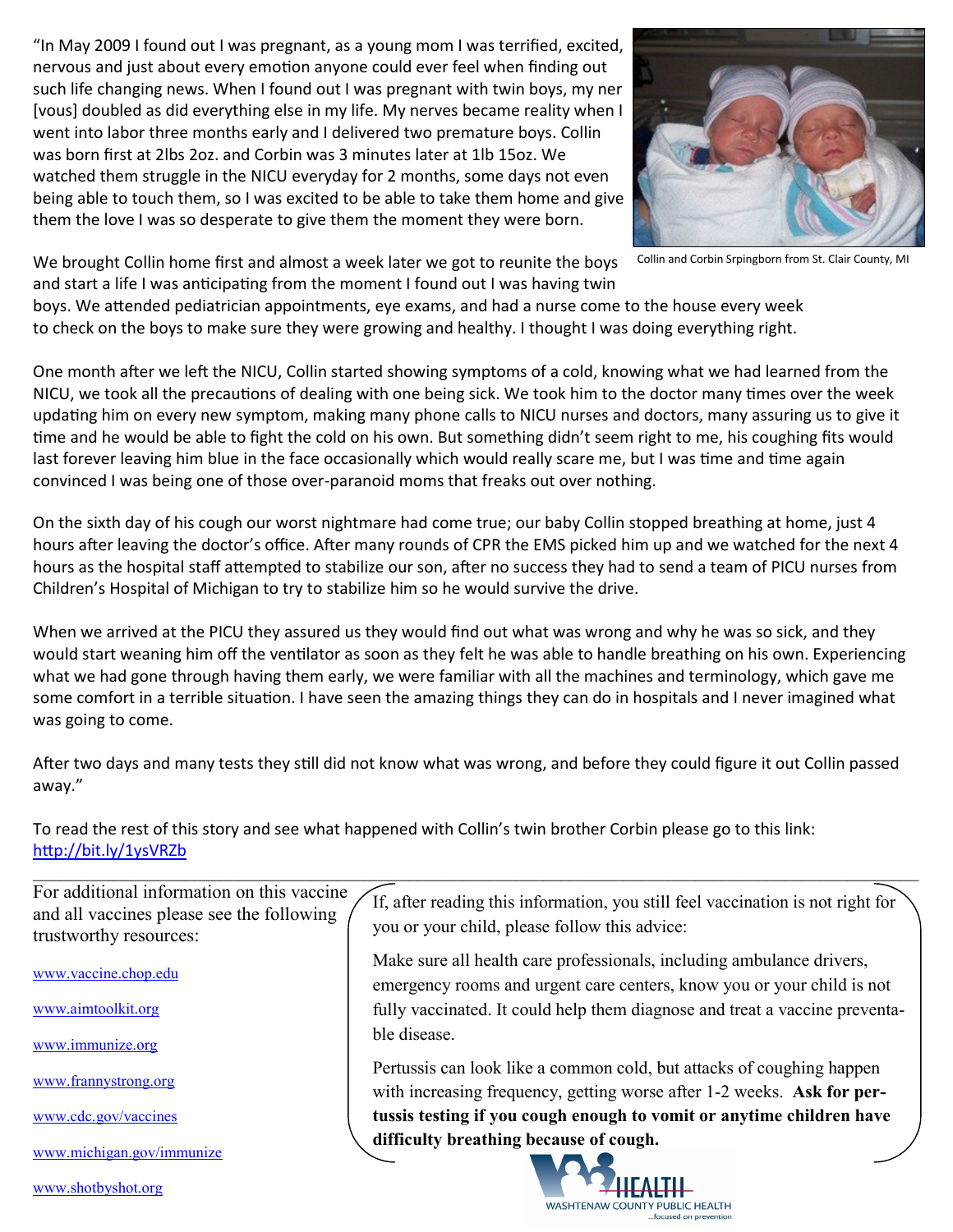"In May 2009 I found out I was pregnant, as a young mom I was terrified, excited, nervous and just about every emotion anyone could ever feel when finding out such life changing news. When I found out I was pregnant with twin boys, my ner [vous] doubled as did everything else in my life. My nerves became reality when I went into labor three months early and I delivered two premature boys. Collin was born first at 2lbs 2oz. and Corbin was 3 minutes later at 1lb 15oz. We watched them struggle in the NICU everyday for 2 months, some days not even being able to touch them, so I was excited to be able to take them home and give them the love I was so desperate to give them the moment they were born.

Collin and Corbin Srpingborn from St. Clair County, MI

We brought Collin home first and almost a week later we got to reunite the boys and start a life I was anticipating from the moment I found out I was having twin boys. We attended pediatrician appointments, eye exams, and had a nurse come to the house every week to check on the boys to make sure they were growing and healthy. I thought I was doing everything right.

One month after we left the NICU, Collin started showing symptoms of a cold, knowing what we had learned from the NICU, we took all the precautions of dealing with one being sick. We took him to the doctor many times over the week updating him on every new symptom, making many phone calls to NICU nurses and doctors, many assuring us to give it time and he would be able to fight the cold on his own. But something didn't seem right to me, his coughing fits would last forever leaving him blue in the face occasionally which would really scare me, but I was time and time again convinced I was being one of those over-paranoid moms that freaks out over nothing.

On the sixth day of his cough our worst nightmare had come true; our baby Collin stopped breathing at home, just 4 hours after leaving the doctor's office. After many rounds of CPR the EMS picked him up and we watched for the next 4 hours as the hospital staff attempted to stabilize our son, after no success they had to send a team of PICU nurses from Children's Hospital of Michigan to try to stabilize him so he would survive the drive.

When we arrived at the PICU they assured us they would find out what was wrong and why he was so sick, and they would start weaning him off the ventilator as soon as they felt he was able to handle breathing on his own. Experiencing what we had gone through having them early, we were familiar with all the machines and terminology, which gave me some comfort in a terrible situation. I have seen the amazing things they can do in hospitals and I never imagined what was going to come.

After two days and many tests they still did not know what was wrong, and before they could figure it out Collin passed away."

To read the rest of this story and see what happened with Collin's twin brother Corbin please go to this link: http://bit.ly/1ysVRZb

---

For additional information on this vaccine and all vaccines please see the following trustworthy resources:

www.vaccine.chop.edu

www.aimtoolkit.org

www.immunize.org

www.frannystrong.org

www.cdc.gov/vaccines

www.michigan.gov/immunize

www.shotbyshot.org

If, after reading this information, you still feel vaccination is not right for you or your child, please follow this advice:

Make sure all health care professionals, including ambulance drivers, emergency rooms and urgent care centers, know you or your child is not fully vaccinated. It could help them diagnose and treat a vaccine preventable disease.

Pertussis can look like a common cold, but attacks of coughing happen with increasing frequency, getting worse after 1-2 weeks. **Ask for pertussis testing if you cough enough to vomit or anytime children have difficulty breathing because of cough.**

HEALTH
WASHTENAW COUNTY PUBLIC HEALTH
...focused on prevention